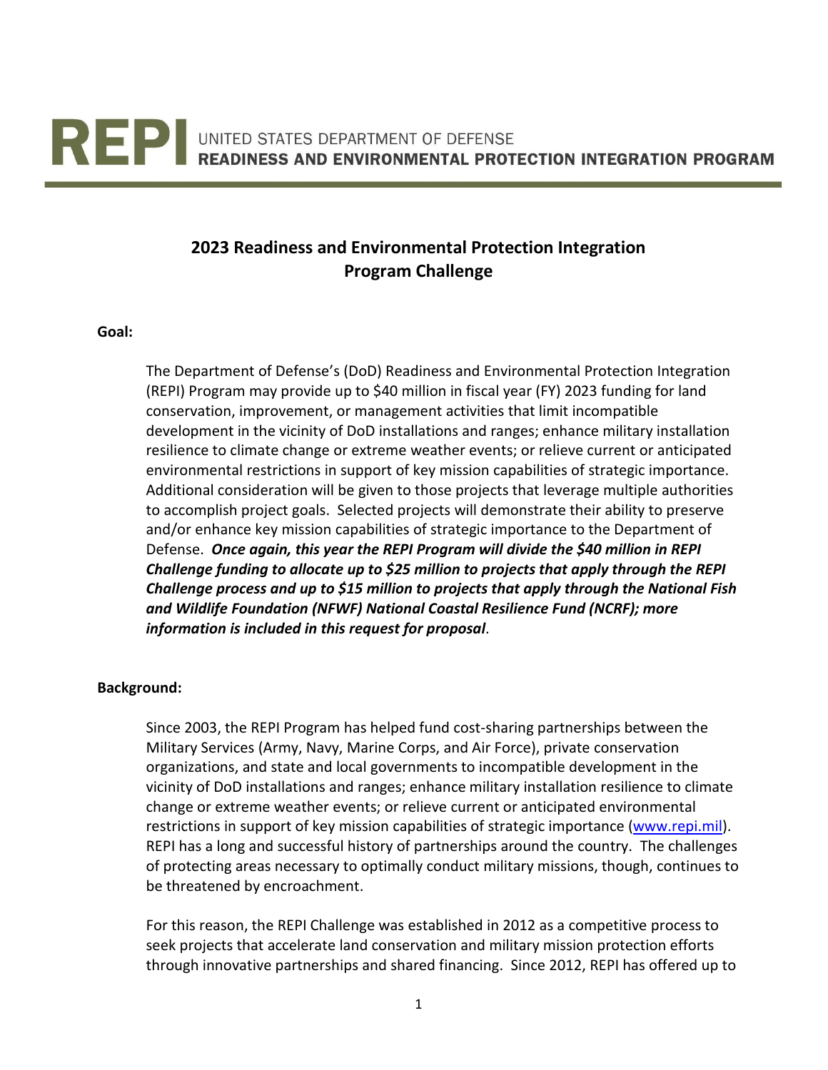# REPI UNITED STATES DEPARTMENT OF DEFENSE READINESS AND ENVIRONMENTAL PROTECTION INTEGRATION PROGRAM

## 2023 Readiness and Environmental Protection Integration Program Challenge

**Goal:**

The Department of Defense's (DoD) Readiness and Environmental Protection Integration (REPI) Program may provide up to $40 million in fiscal year (FY) 2023 funding for land conservation, improvement, or management activities that limit incompatible development in the vicinity of DoD installations and ranges; enhance military installation resilience to climate change or extreme weather events; or relieve current or anticipated environmental restrictions in support of key mission capabilities of strategic importance. Additional consideration will be given to those projects that leverage multiple authorities to accomplish project goals. Selected projects will demonstrate their ability to preserve and/or enhance key mission capabilities of strategic importance to the Department of Defense. ***Once again, this year the REPI Program will divide the $40 million in REPI Challenge funding to allocate up to $25 million to projects that apply through the REPI Challenge process and up to $15 million to projects that apply through the National Fish and Wildlife Foundation (NFWF) National Coastal Resilience Fund (NCRF); more information is included in this request for proposal***.

**Background:**

Since 2003, the REPI Program has helped fund cost-sharing partnerships between the Military Services (Army, Navy, Marine Corps, and Air Force), private conservation organizations, and state and local governments to incompatible development in the vicinity of DoD installations and ranges; enhance military installation resilience to climate change or extreme weather events; or relieve current or anticipated environmental restrictions in support of key mission capabilities of strategic importance ([www.repi.mil](http://www.repi.mil)). REPI has a long and successful history of partnerships around the country. The challenges of protecting areas necessary to optimally conduct military missions, though, continues to be threatened by encroachment.

For this reason, the REPI Challenge was established in 2012 as a competitive process to seek projects that accelerate land conservation and military mission protection efforts through innovative partnerships and shared financing. Since 2012, REPI has offered up to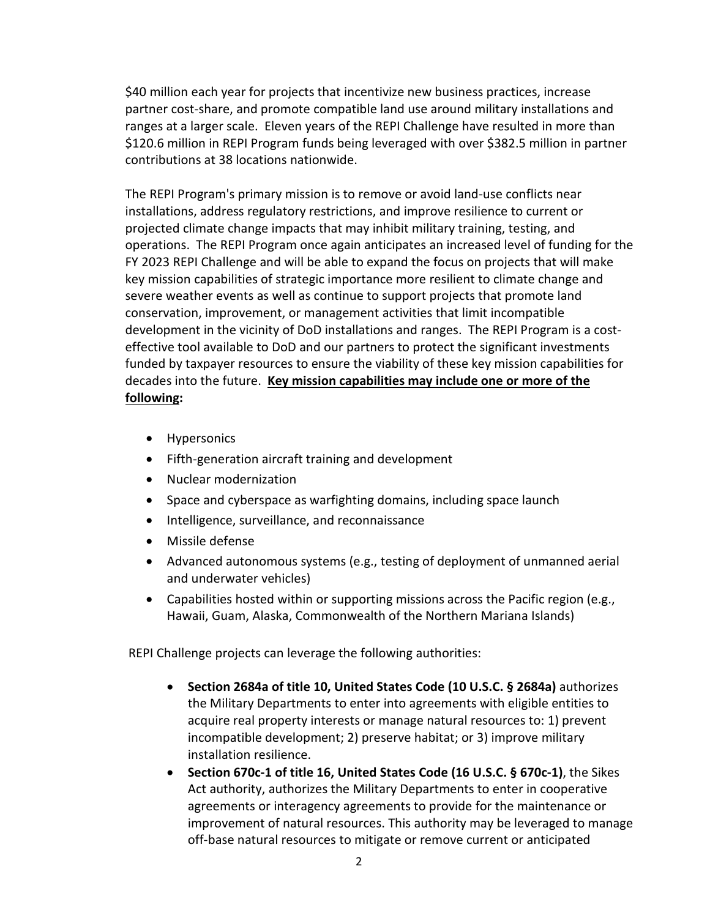$40 million each year for projects that incentivize new business practices, increase partner cost-share, and promote compatible land use around military installations and ranges at a larger scale. Eleven years of the REPI Challenge have resulted in more than $120.6 million in REPI Program funds being leveraged with over $382.5 million in partner contributions at 38 locations nationwide.

The REPI Program's primary mission is to remove or avoid land-use conflicts near installations, address regulatory restrictions, and improve resilience to current or projected climate change impacts that may inhibit military training, testing, and operations. The REPI Program once again anticipates an increased level of funding for the FY 2023 REPI Challenge and will be able to expand the focus on projects that will make key mission capabilities of strategic importance more resilient to climate change and severe weather events as well as continue to support projects that promote land conservation, improvement, or management activities that limit incompatible development in the vicinity of DoD installations and ranges. The REPI Program is a cost-effective tool available to DoD and our partners to protect the significant investments funded by taxpayer resources to ensure the viability of these key mission capabilities for decades into the future. **Key mission capabilities may include one or more of the following:**

- Hypersonics
- Fifth-generation aircraft training and development
- Nuclear modernization
- Space and cyberspace as warfighting domains, including space launch
- Intelligence, surveillance, and reconnaissance
- Missile defense
- Advanced autonomous systems (e.g., testing of deployment of unmanned aerial and underwater vehicles)
- Capabilities hosted within or supporting missions across the Pacific region (e.g., Hawaii, Guam, Alaska, Commonwealth of the Northern Mariana Islands)

REPI Challenge projects can leverage the following authorities:

- **Section 2684a of title 10, United States Code (10 U.S.C. § 2684a)** authorizes the Military Departments to enter into agreements with eligible entities to acquire real property interests or manage natural resources to: 1) prevent incompatible development; 2) preserve habitat; or 3) improve military installation resilience.
- **Section 670c-1 of title 16, United States Code (16 U.S.C. § 670c-1)**, the Sikes Act authority, authorizes the Military Departments to enter in cooperative agreements or interagency agreements to provide for the maintenance or improvement of natural resources. This authority may be leveraged to manage off-base natural resources to mitigate or remove current or anticipated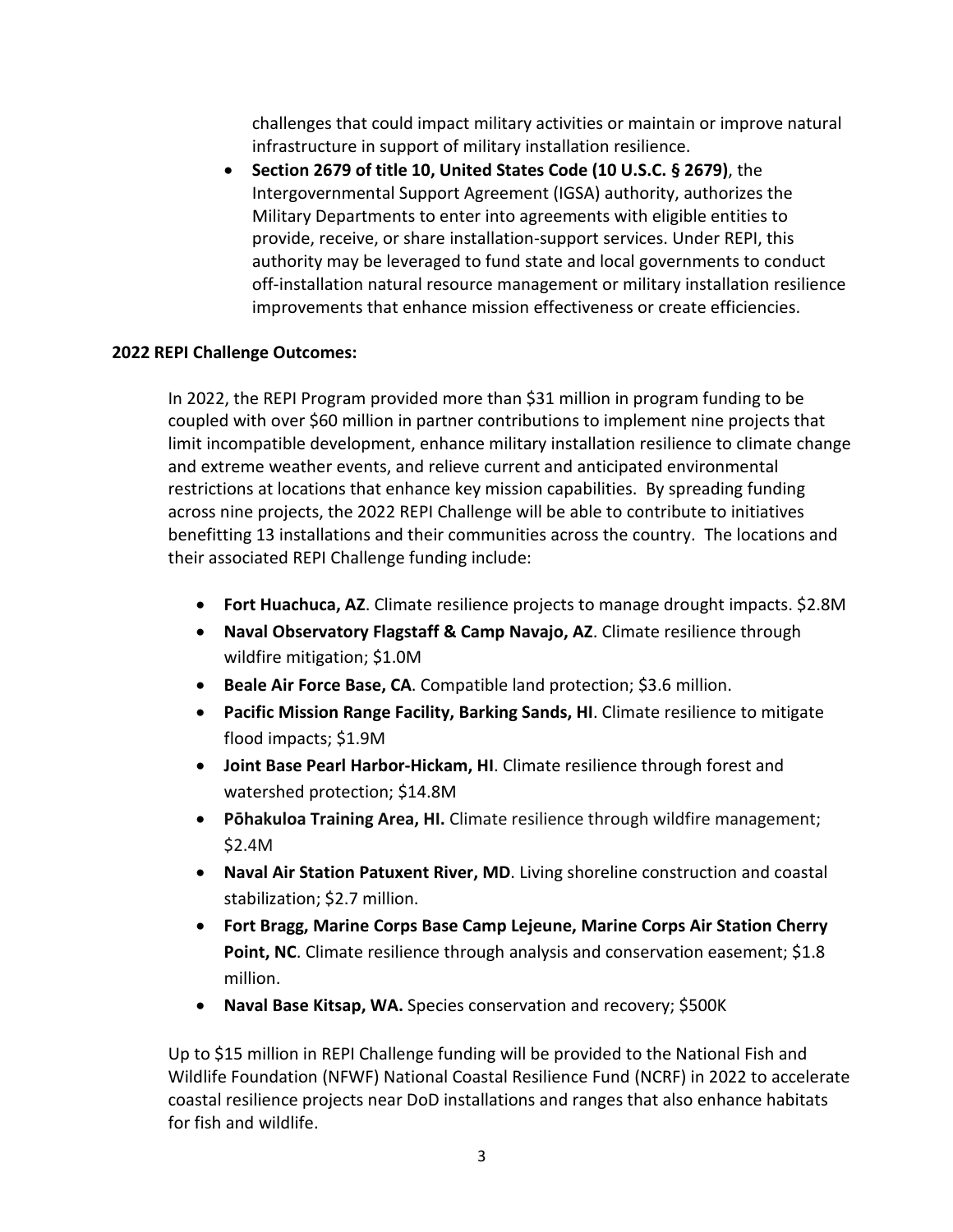challenges that could impact military activities or maintain or improve natural infrastructure in support of military installation resilience.

- **Section 2679 of title 10, United States Code (10 U.S.C. § 2679)**, the Intergovernmental Support Agreement (IGSA) authority, authorizes the Military Departments to enter into agreements with eligible entities to provide, receive, or share installation-support services. Under REPI, this authority may be leveraged to fund state and local governments to conduct off-installation natural resource management or military installation resilience improvements that enhance mission effectiveness or create efficiencies.

**2022 REPI Challenge Outcomes:**

In 2022, the REPI Program provided more than $31 million in program funding to be coupled with over $60 million in partner contributions to implement nine projects that limit incompatible development, enhance military installation resilience to climate change and extreme weather events, and relieve current and anticipated environmental restrictions at locations that enhance key mission capabilities. By spreading funding across nine projects, the 2022 REPI Challenge will be able to contribute to initiatives benefitting 13 installations and their communities across the country. The locations and their associated REPI Challenge funding include:

- **Fort Huachuca, AZ**. Climate resilience projects to manage drought impacts. $2.8M
- **Naval Observatory Flagstaff & Camp Navajo, AZ**. Climate resilience through wildfire mitigation; $1.0M
- **Beale Air Force Base, CA**. Compatible land protection; $3.6 million.
- **Pacific Mission Range Facility, Barking Sands, HI**. Climate resilience to mitigate flood impacts; $1.9M
- **Joint Base Pearl Harbor-Hickam, HI**. Climate resilience through forest and watershed protection; $14.8M
- **Pōhakuloa Training Area, HI.** Climate resilience through wildfire management; $2.4M
- **Naval Air Station Patuxent River, MD**. Living shoreline construction and coastal stabilization; $2.7 million.
- **Fort Bragg, Marine Corps Base Camp Lejeune, Marine Corps Air Station Cherry Point, NC**. Climate resilience through analysis and conservation easement; $1.8 million.
- **Naval Base Kitsap, WA.** Species conservation and recovery; $500K

Up to $15 million in REPI Challenge funding will be provided to the National Fish and Wildlife Foundation (NFWF) National Coastal Resilience Fund (NCRF) in 2022 to accelerate coastal resilience projects near DoD installations and ranges that also enhance habitats for fish and wildlife.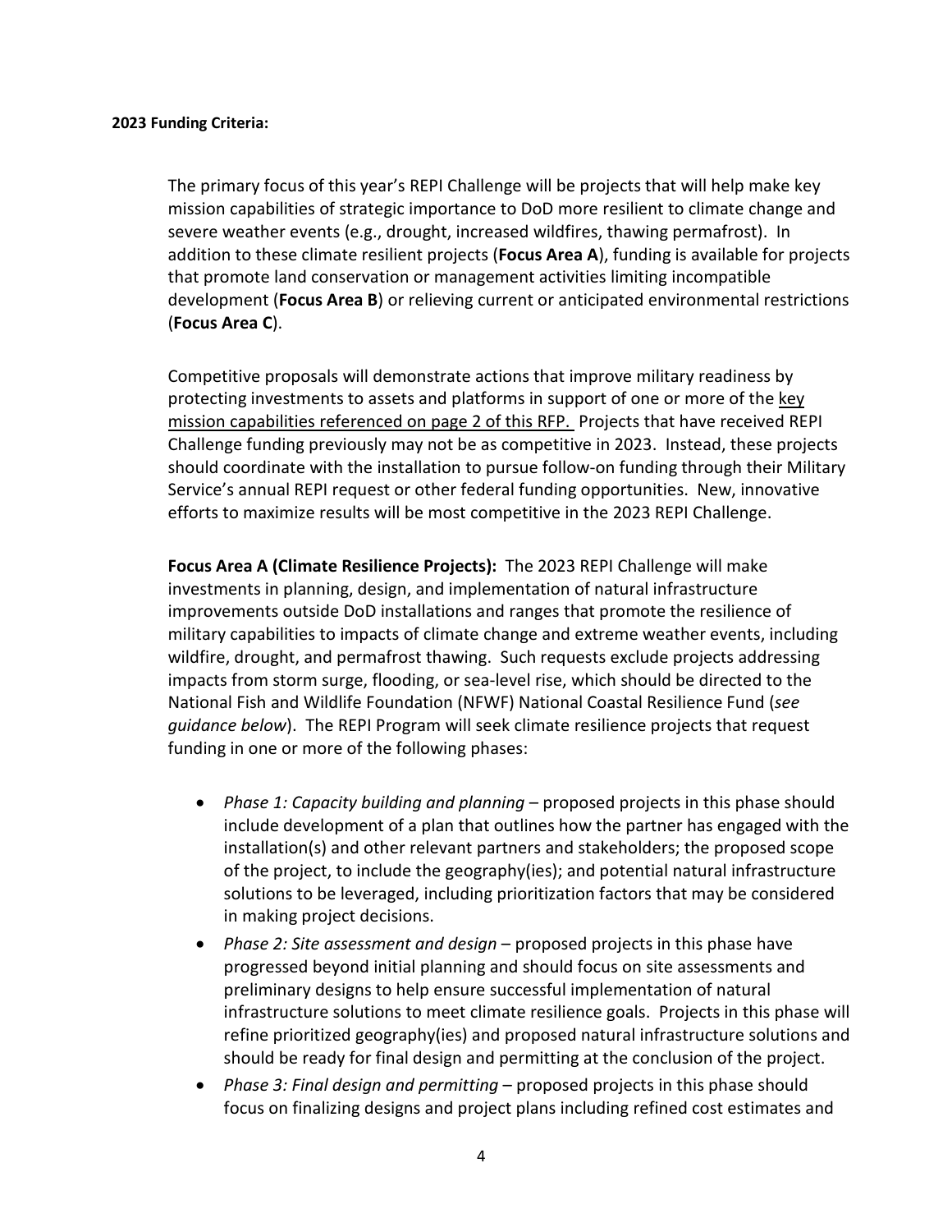**2023 Funding Criteria:**

The primary focus of this year's REPI Challenge will be projects that will help make key mission capabilities of strategic importance to DoD more resilient to climate change and severe weather events (e.g., drought, increased wildfires, thawing permafrost). In addition to these climate resilient projects (**Focus Area A**), funding is available for projects that promote land conservation or management activities limiting incompatible development (**Focus Area B**) or relieving current or anticipated environmental restrictions (**Focus Area C**).

Competitive proposals will demonstrate actions that improve military readiness by protecting investments to assets and platforms in support of one or more of the key mission capabilities referenced on page 2 of this RFP. Projects that have received REPI Challenge funding previously may not be as competitive in 2023. Instead, these projects should coordinate with the installation to pursue follow-on funding through their Military Service's annual REPI request or other federal funding opportunities. New, innovative efforts to maximize results will be most competitive in the 2023 REPI Challenge.

**Focus Area A (Climate Resilience Projects):** The 2023 REPI Challenge will make investments in planning, design, and implementation of natural infrastructure improvements outside DoD installations and ranges that promote the resilience of military capabilities to impacts of climate change and extreme weather events, including wildfire, drought, and permafrost thawing. Such requests exclude projects addressing impacts from storm surge, flooding, or sea-level rise, which should be directed to the National Fish and Wildlife Foundation (NFWF) National Coastal Resilience Fund (*see guidance below*). The REPI Program will seek climate resilience projects that request funding in one or more of the following phases:

- *Phase 1: Capacity building and planning* – proposed projects in this phase should include development of a plan that outlines how the partner has engaged with the installation(s) and other relevant partners and stakeholders; the proposed scope of the project, to include the geography(ies); and potential natural infrastructure solutions to be leveraged, including prioritization factors that may be considered in making project decisions.
- *Phase 2: Site assessment and design* – proposed projects in this phase have progressed beyond initial planning and should focus on site assessments and preliminary designs to help ensure successful implementation of natural infrastructure solutions to meet climate resilience goals. Projects in this phase will refine prioritized geography(ies) and proposed natural infrastructure solutions and should be ready for final design and permitting at the conclusion of the project.
- *Phase 3: Final design and permitting* – proposed projects in this phase should focus on finalizing designs and project plans including refined cost estimates and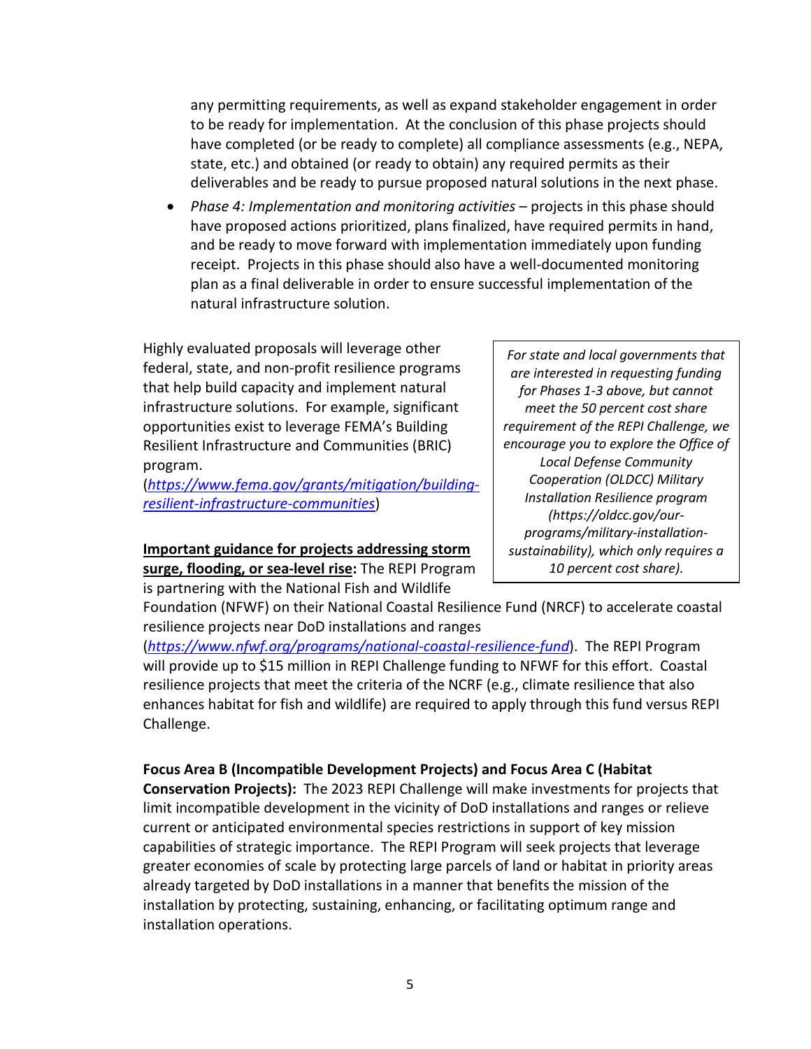any permitting requirements, as well as expand stakeholder engagement in order to be ready for implementation. At the conclusion of this phase projects should have completed (or be ready to complete) all compliance assessments (e.g., NEPA, state, etc.) and obtained (or ready to obtain) any required permits as their deliverables and be ready to pursue proposed natural solutions in the next phase.

- *Phase 4: Implementation and monitoring activities* – projects in this phase should have proposed actions prioritized, plans finalized, have required permits in hand, and be ready to move forward with implementation immediately upon funding receipt. Projects in this phase should also have a well-documented monitoring plan as a final deliverable in order to ensure successful implementation of the natural infrastructure solution.

Highly evaluated proposals will leverage other federal, state, and non-profit resilience programs that help build capacity and implement natural infrastructure solutions. For example, significant opportunities exist to leverage FEMA's Building Resilient Infrastructure and Communities (BRIC) program. ([https://www.fema.gov/grants/mitigation/building-resilient-infrastructure-communities](https://www.fema.gov/grants/mitigation/building-resilient-infrastructure-communities))

> *For state and local governments that are interested in requesting funding for Phases 1-3 above, but cannot meet the 50 percent cost share requirement of the REPI Challenge, we encourage you to explore the Office of Local Defense Community Cooperation (OLDCC) Military Installation Resilience program (https://oldcc.gov/our-programs/military-installation-sustainability), which only requires a 10 percent cost share).*

**Important guidance for projects addressing storm surge, flooding, or sea-level rise:** The REPI Program is partnering with the National Fish and Wildlife Foundation (NFWF) on their National Coastal Resilience Fund (NRCF) to accelerate coastal resilience projects near DoD installations and ranges ([https://www.nfwf.org/programs/national-coastal-resilience-fund](https://www.nfwf.org/programs/national-coastal-resilience-fund)). The REPI Program will provide up to $15 million in REPI Challenge funding to NFWF for this effort. Coastal resilience projects that meet the criteria of the NCRF (e.g., climate resilience that also enhances habitat for fish and wildlife) are required to apply through this fund versus REPI Challenge.

**Focus Area B (Incompatible Development Projects) and Focus Area C (Habitat Conservation Projects):** The 2023 REPI Challenge will make investments for projects that limit incompatible development in the vicinity of DoD installations and ranges or relieve current or anticipated environmental species restrictions in support of key mission capabilities of strategic importance. The REPI Program will seek projects that leverage greater economies of scale by protecting large parcels of land or habitat in priority areas already targeted by DoD installations in a manner that benefits the mission of the installation by protecting, sustaining, enhancing, or facilitating optimum range and installation operations.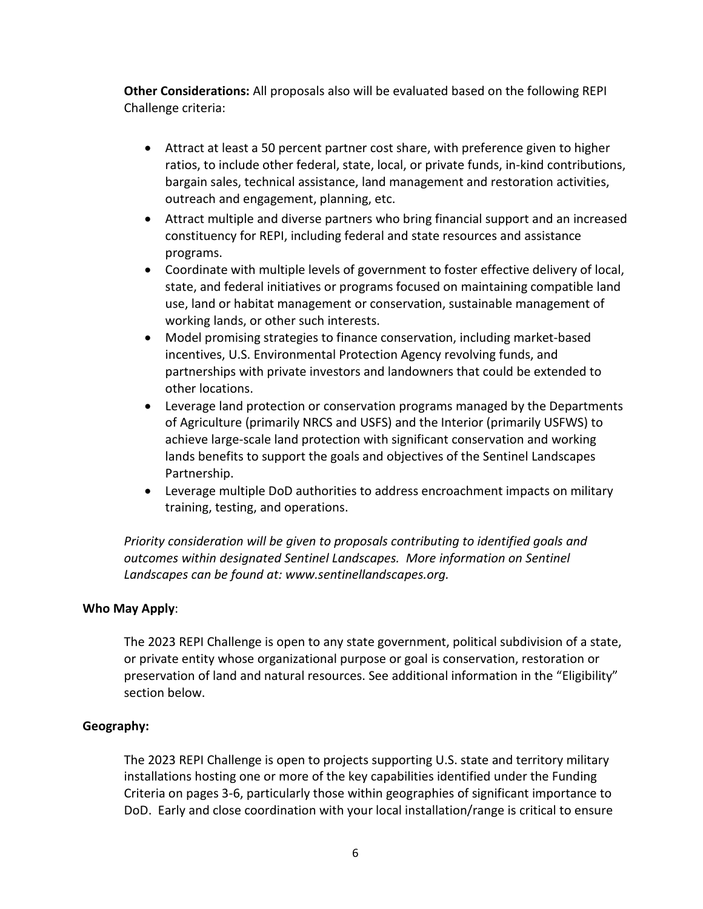**Other Considerations:** All proposals also will be evaluated based on the following REPI Challenge criteria:

- Attract at least a 50 percent partner cost share, with preference given to higher ratios, to include other federal, state, local, or private funds, in-kind contributions, bargain sales, technical assistance, land management and restoration activities, outreach and engagement, planning, etc.
- Attract multiple and diverse partners who bring financial support and an increased constituency for REPI, including federal and state resources and assistance programs.
- Coordinate with multiple levels of government to foster effective delivery of local, state, and federal initiatives or programs focused on maintaining compatible land use, land or habitat management or conservation, sustainable management of working lands, or other such interests.
- Model promising strategies to finance conservation, including market-based incentives, U.S. Environmental Protection Agency revolving funds, and partnerships with private investors and landowners that could be extended to other locations.
- Leverage land protection or conservation programs managed by the Departments of Agriculture (primarily NRCS and USFS) and the Interior (primarily USFWS) to achieve large-scale land protection with significant conservation and working lands benefits to support the goals and objectives of the Sentinel Landscapes Partnership.
- Leverage multiple DoD authorities to address encroachment impacts on military training, testing, and operations.

*Priority consideration will be given to proposals contributing to identified goals and outcomes within designated Sentinel Landscapes. More information on Sentinel Landscapes can be found at: www.sentinellandscapes.org.*

**Who May Apply**:

The 2023 REPI Challenge is open to any state government, political subdivision of a state, or private entity whose organizational purpose or goal is conservation, restoration or preservation of land and natural resources. See additional information in the "Eligibility" section below.

**Geography:**

The 2023 REPI Challenge is open to projects supporting U.S. state and territory military installations hosting one or more of the key capabilities identified under the Funding Criteria on pages 3-6, particularly those within geographies of significant importance to DoD. Early and close coordination with your local installation/range is critical to ensure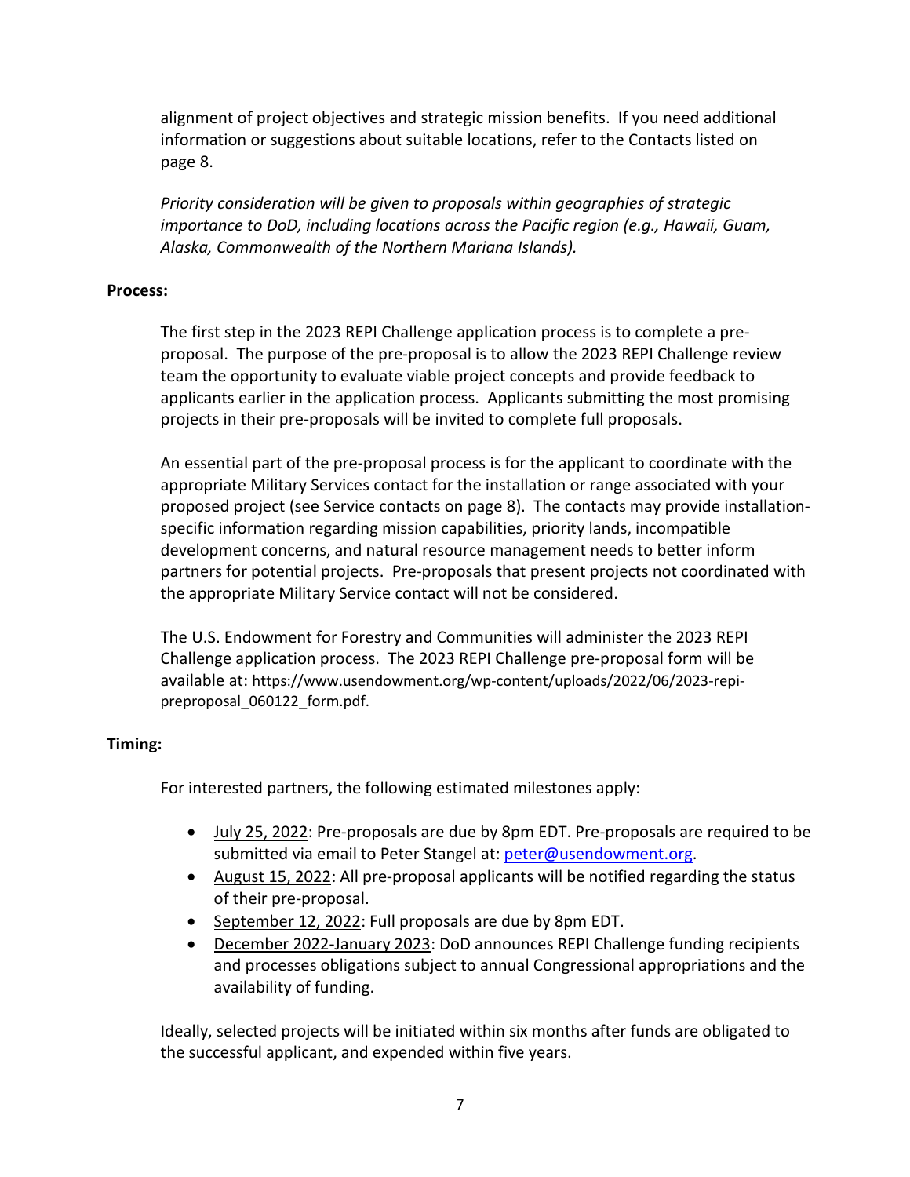alignment of project objectives and strategic mission benefits. If you need additional information or suggestions about suitable locations, refer to the Contacts listed on page 8.

*Priority consideration will be given to proposals within geographies of strategic importance to DoD, including locations across the Pacific region (e.g., Hawaii, Guam, Alaska, Commonwealth of the Northern Mariana Islands).*

**Process:**

The first step in the 2023 REPI Challenge application process is to complete a pre-proposal. The purpose of the pre-proposal is to allow the 2023 REPI Challenge review team the opportunity to evaluate viable project concepts and provide feedback to applicants earlier in the application process. Applicants submitting the most promising projects in their pre-proposals will be invited to complete full proposals.

An essential part of the pre-proposal process is for the applicant to coordinate with the appropriate Military Services contact for the installation or range associated with your proposed project (see Service contacts on page 8). The contacts may provide installation-specific information regarding mission capabilities, priority lands, incompatible development concerns, and natural resource management needs to better inform partners for potential projects. Pre-proposals that present projects not coordinated with the appropriate Military Service contact will not be considered.

The U.S. Endowment for Forestry and Communities will administer the 2023 REPI Challenge application process. The 2023 REPI Challenge pre-proposal form will be available at: https://www.usendowment.org/wp-content/uploads/2022/06/2023-repi-preproposal_060122_form.pdf.

**Timing:**

For interested partners, the following estimated milestones apply:

- July 25, 2022: Pre-proposals are due by 8pm EDT. Pre-proposals are required to be submitted via email to Peter Stangel at: peter@usendowment.org.
- August 15, 2022: All pre-proposal applicants will be notified regarding the status of their pre-proposal.
- September 12, 2022: Full proposals are due by 8pm EDT.
- December 2022-January 2023: DoD announces REPI Challenge funding recipients and processes obligations subject to annual Congressional appropriations and the availability of funding.

Ideally, selected projects will be initiated within six months after funds are obligated to the successful applicant, and expended within five years.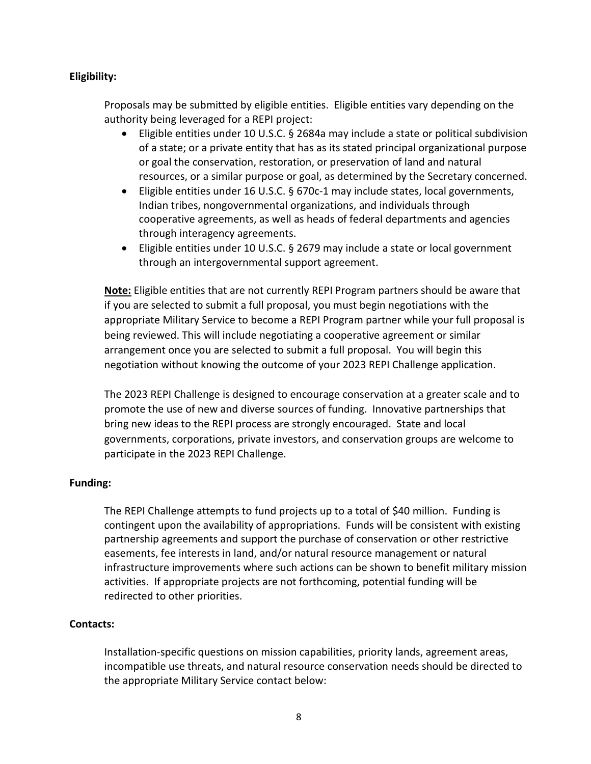**Eligibility:**

Proposals may be submitted by eligible entities. Eligible entities vary depending on the authority being leveraged for a REPI project:

- Eligible entities under 10 U.S.C. § 2684a may include a state or political subdivision of a state; or a private entity that has as its stated principal organizational purpose or goal the conservation, restoration, or preservation of land and natural resources, or a similar purpose or goal, as determined by the Secretary concerned.
- Eligible entities under 16 U.S.C. § 670c-1 may include states, local governments, Indian tribes, nongovernmental organizations, and individuals through cooperative agreements, as well as heads of federal departments and agencies through interagency agreements.
- Eligible entities under 10 U.S.C. § 2679 may include a state or local government through an intergovernmental support agreement.

**Note:** Eligible entities that are not currently REPI Program partners should be aware that if you are selected to submit a full proposal, you must begin negotiations with the appropriate Military Service to become a REPI Program partner while your full proposal is being reviewed. This will include negotiating a cooperative agreement or similar arrangement once you are selected to submit a full proposal. You will begin this negotiation without knowing the outcome of your 2023 REPI Challenge application.

The 2023 REPI Challenge is designed to encourage conservation at a greater scale and to promote the use of new and diverse sources of funding. Innovative partnerships that bring new ideas to the REPI process are strongly encouraged. State and local governments, corporations, private investors, and conservation groups are welcome to participate in the 2023 REPI Challenge.

**Funding:**

The REPI Challenge attempts to fund projects up to a total of $40 million. Funding is contingent upon the availability of appropriations. Funds will be consistent with existing partnership agreements and support the purchase of conservation or other restrictive easements, fee interests in land, and/or natural resource management or natural infrastructure improvements where such actions can be shown to benefit military mission activities. If appropriate projects are not forthcoming, potential funding will be redirected to other priorities.

**Contacts:**

Installation-specific questions on mission capabilities, priority lands, agreement areas, incompatible use threats, and natural resource conservation needs should be directed to the appropriate Military Service contact below: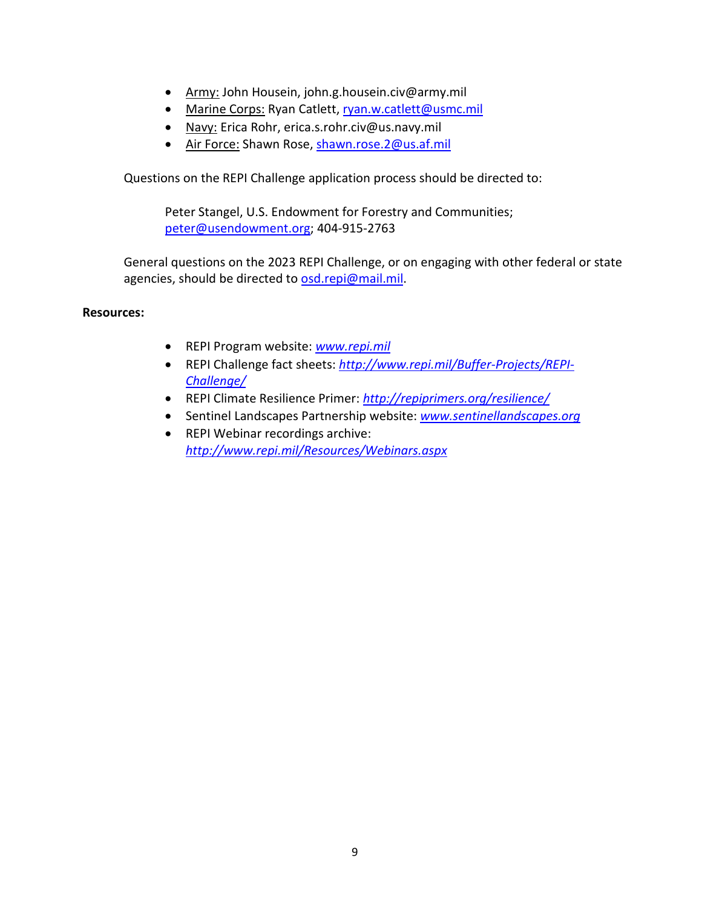- Army: John Housein, john.g.housein.civ@army.mil
- Marine Corps: Ryan Catlett, ryan.w.catlett@usmc.mil
- Navy: Erica Rohr, erica.s.rohr.civ@us.navy.mil
- Air Force: Shawn Rose, shawn.rose.2@us.af.mil

Questions on the REPI Challenge application process should be directed to:

Peter Stangel, U.S. Endowment for Forestry and Communities; peter@usendowment.org; 404-915-2763

General questions on the 2023 REPI Challenge, or on engaging with other federal or state agencies, should be directed to osd.repi@mail.mil.

**Resources:**

- REPI Program website: *www.repi.mil*
- REPI Challenge fact sheets: *http://www.repi.mil/Buffer-Projects/REPI-Challenge/*
- REPI Climate Resilience Primer: *http://repiprimers.org/resilience/*
- Sentinel Landscapes Partnership website: *www.sentinellandscapes.org*
- REPI Webinar recordings archive: *http://www.repi.mil/Resources/Webinars.aspx*